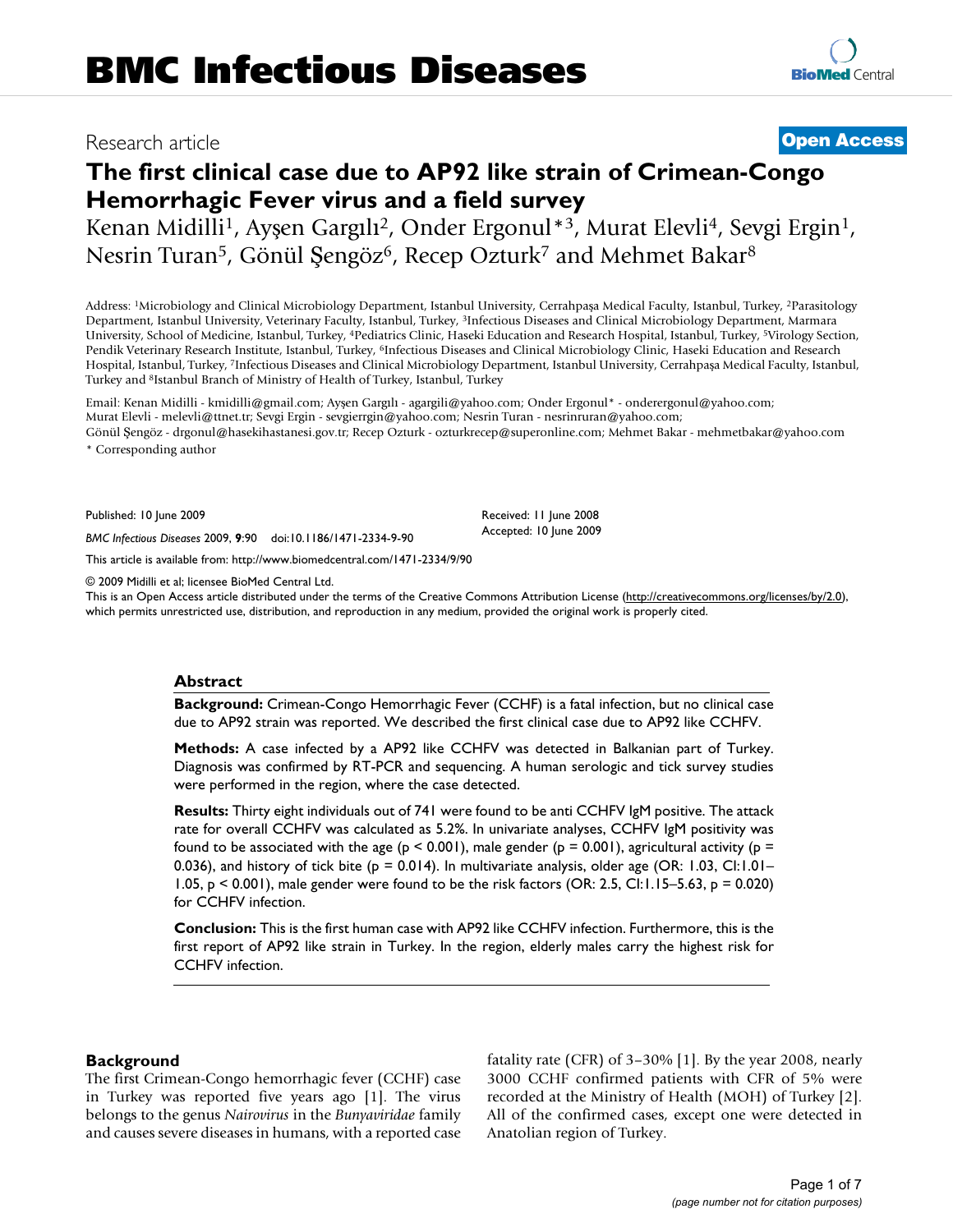# The first clinical case due to AP92 like strain of Crimean-Congo Hemorrhagic Fever virus and a field survey

Research article — Open Access

Kenan Midilli[1], Ayşen Gargılı[2], Onder Ergonul*[3], Murat Elevli[4], Sevgi Ergin[1], Nesrin Turan[5], Gönül Şengöz[6], Recep Ozturk[7] and Mehmet Bakar[8]

Address: [1]Microbiology and Clinical Microbiology Department, Istanbul University, Cerrahpaşa Medical Faculty, Istanbul, Turkey, [2]Parasitology Department, Istanbul University, Veterinary Faculty, Istanbul, Turkey, [3]Infectious Diseases and Clinical Microbiology Department, Marmara University, School of Medicine, Istanbul, Turkey, [4]Pediatrics Clinic, Haseki Education and Research Hospital, Istanbul, Turkey, [5]Virology Section, Pendik Veterinary Research Institute, Istanbul, Turkey, [6]Infectious Diseases and Clinical Microbiology Clinic, Haseki Education and Research Hospital, Istanbul, Turkey, [7]Infectious Diseases and Clinical Microbiology Department, Istanbul University, Cerrahpaşa Medical Faculty, Istanbul, Turkey and [8]Istanbul Branch of Ministry of Health of Turkey, Istanbul, Turkey

Email: Kenan Midilli - kmidilli@gmail.com; Ayşen Gargılı - agargili@yahoo.com; Onder Ergonul* - ondergonul@yahoo.com; Murat Elevli - melevli@ttnet.tr; Sevgi Ergin - sevgierrgin@yahoo.com; Nesrin Turan - nesrinruran@yahoo.com; Gönül Şengöz - drgonul@hasekihastanesi.gov.tr; Recep Ozturk - ozturkrecep@superonline.com; Mehmet Bakar - mehmetbakar@yahoo.com

* Corresponding author

Published: 10 June 2009

*BMC Infectious Diseases* 2009, **9**:90 doi:10.1186/1471-2334-9-90

Received: 11 June 2008
Accepted: 10 June 2009

This article is available from: http://www.biomedcentral.com/1471-2334/9/90

© 2009 Midilli et al; licensee BioMed Central Ltd.

This is an Open Access article distributed under the terms of the Creative Commons Attribution License (http://creativecommons.org/licenses/by/2.0), which permits unrestricted use, distribution, and reproduction in any medium, provided the original work is properly cited.

## Abstract

**Background:** Crimean-Congo Hemorrhagic Fever (CCHF) is a fatal infection, but no clinical case due to AP92 strain was reported. We described the first clinical case due to AP92 like CCHFV.

**Methods:** A case infected by a AP92 like CCHFV was detected in Balkanian part of Turkey. Diagnosis was confirmed by RT-PCR and sequencing. A human serologic and tick survey studies were performed in the region, where the case detected.

**Results:** Thirty eight individuals out of 741 were found to be anti CCHFV IgM positive. The attack rate for overall CCHFV was calculated as 5.2%. In univariate analyses, CCHFV IgM positivity was found to be associated with the age ($p < 0.001$), male gender ($p = 0.001$), agricultural activity ($p = 0.036$), and history of tick bite ($p = 0.014$). In multivariate analysis, older age (OR: 1.03, CI:1.01–1.05, $p < 0.001$), male gender were found to be the risk factors (OR: 2.5, CI:1.15–5.63, $p = 0.020$) for CCHFV infection.

**Conclusion:** This is the first human case with AP92 like CCHFV infection. Furthermore, this is the first report of AP92 like strain in Turkey. In the region, elderly males carry the highest risk for CCHFV infection.

## Background

The first Crimean-Congo hemorrhagic fever (CCHF) case in Turkey was reported five years ago [1]. The virus belongs to the genus *Nairovirus* in the *Bunyaviridae* family and causes severe diseases in humans, with a reported case fatality rate (CFR) of 3–30% [1]. By the year 2008, nearly 3000 CCHF confirmed patients with CFR of 5% were recorded at the Ministry of Health (MOH) of Turkey [2]. All of the confirmed cases, except one were detected in Anatolian region of Turkey.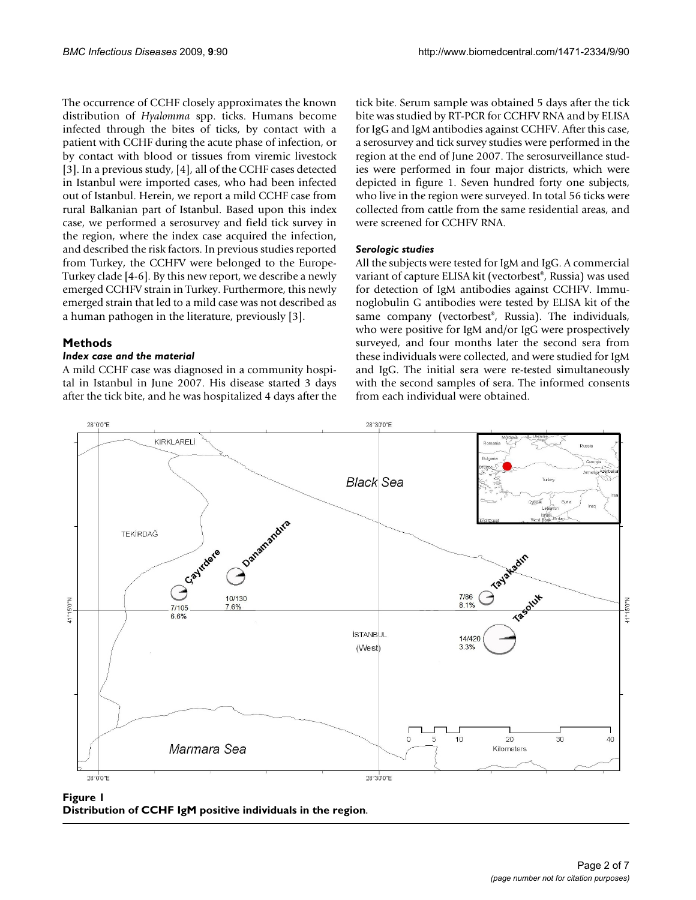The occurrence of CCHF closely approximates the known distribution of *Hyalomma* spp. ticks. Humans become infected through the bites of ticks, by contact with a patient with CCHF during the acute phase of infection, or by contact with blood or tissues from viremic livestock [3]. In a previous study, [4], all of the CCHF cases detected in Istanbul were imported cases, who had been infected out of Istanbul. Herein, we report a mild CCHF case from rural Balkanian part of Istanbul. Based upon this index case, we performed a serosurvey and field tick survey in the region, where the index case acquired the infection, and described the risk factors. In previous studies reported from Turkey, the CCHFV were belonged to the Europe-Turkey clade [4-6]. By this new report, we describe a newly emerged CCHFV strain in Turkey. Furthermore, this newly emerged strain that led to a mild case was not described as a human pathogen in the literature, previously [3].

## Methods

### *Index case and the material*

A mild CCHF case was diagnosed in a community hospital in Istanbul in June 2007. His disease started 3 days after the tick bite, and he was hospitalized 4 days after the tick bite. Serum sample was obtained 5 days after the tick bite was studied by RT-PCR for CCHFV RNA and by ELISA for IgG and IgM antibodies against CCHFV. After this case, a serosurvey and tick survey studies were performed in the region at the end of June 2007. The serosurveillance studies were performed in four major districts, which were depicted in figure 1. Seven hundred forty one subjects, who live in the region were surveyed. In total 56 ticks were collected from cattle from the same residential areas, and were screened for CCHFV RNA.

### *Serologic studies*

All the subjects were tested for IgM and IgG. A commercial variant of capture ELISA kit (vectorbest®, Russia) was used for detection of IgM antibodies against CCHFV. Immunoglobulin G antibodies were tested by ELISA kit of the same company (vectorbest®, Russia). The individuals, who were positive for IgM and/or IgG were prospectively surveyed, and four months later the second sera from these individuals were collected, and were studied for IgM and IgG. The initial sera were re-tested simultaneously with the second samples of sera. The informed consents from each individual were obtained.

**Figure 1**
**Distribution of CCHF IgM positive individuals in the region**.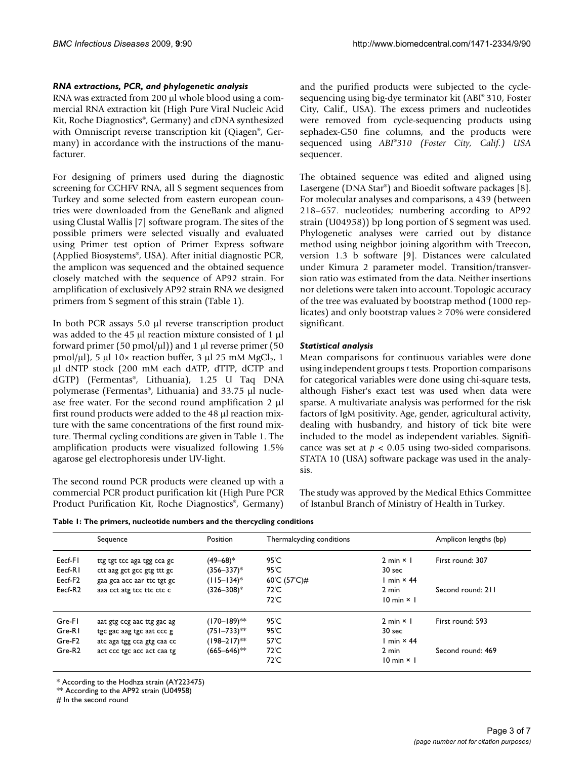### *RNA extractions, PCR, and phylogenetic analysis*

RNA was extracted from 200 μl whole blood using a commercial RNA extraction kit (High Pure Viral Nucleic Acid Kit, Roche Diagnostics®, Germany) and cDNA synthesized with Omniscript reverse transcription kit (Qiagen®, Germany) in accordance with the instructions of the manufacturer.

For designing of primers used during the diagnostic screening for CCHFV RNA, all S segment sequences from Turkey and some selected from eastern european countries were downloaded from the GeneBank and aligned using Clustal Wallis [7] software program. The sites of the possible primers were selected visually and evaluated using Primer test option of Primer Express software (Applied Biosystems®, USA). After initial diagnostic PCR, the amplicon was sequenced and the obtained sequence closely matched with the sequence of AP92 strain. For amplification of exclusively AP92 strain RNA we designed primers from S segment of this strain (Table 1).

In both PCR assays 5.0 μl reverse transcription product was added to the 45 μl reaction mixture consisted of 1 μl forward primer (50 pmol/μl)) and 1 μl reverse primer (50 pmol/μl), 5 μl 10× reaction buffer, 3 μl 25 mM $MgCl_2$, 1 μl dNTP stock (200 mM each dATP, dTTP, dCTP and dGTP) (Fermentas®, Lithuania), 1.25 U Taq DNA polymerase (Fermentas®, Lithuania) and 33.75 μl nuclease free water. For the second round amplification 2 μl first round products were added to the 48 μl reaction mixture with the same concentrations of the first round mixture. Thermal cycling conditions are given in Table 1. The amplification products were visualized following 1.5% agarose gel electrophoresis under UV-light.

The second round PCR products were cleaned up with a commercial PCR product purification kit (High Pure PCR Product Purification Kit, Roche Diagnostics®, Germany) and the purified products were subjected to the cycle-sequencing using big-dye terminator kit (ABI® 310, Foster City, Calif., USA). The excess primers and nucleotides were removed from cycle-sequencing products using sephadex-G50 fine columns, and the products were sequenced using *ABI®310 (Foster City, Calif.) USA* sequencer.

The obtained sequence was edited and aligned using Lasergene (DNA Star®) and Bioedit software packages [8]. For molecular analyses and comparisons, a 439 (between 218–657. nucleotides; numbering according to AP92 strain (U04958)) bp long portion of S segment was used. Phylogenetic analyses were carried out by distance method using neighbor joining algorithm with Treecon, version 1.3 b software [9]. Distances were calculated under Kimura 2 parameter model. Transition/transversion ratio was estimated from the data. Neither insertions nor deletions were taken into account. Topologic accuracy of the tree was evaluated by bootstrap method (1000 replicates) and only bootstrap values ≥ 70% were considered significant.

### *Statistical analysis*

Mean comparisons for continuous variables were done using independent groups *t* tests. Proportion comparisons for categorical variables were done using chi-square tests, although Fisher's exact test was used when data were sparse. A multivariate analysis was performed for the risk factors of IgM positivity. Age, gender, agricultural activity, dealing with husbandry, and history of tick bite were included to the model as independent variables. Significance was set at $p < 0.05$ using two-sided comparisons. STATA 10 (USA) software package was used in the analysis.

The study was approved by the Medical Ethics Committee of Istanbul Branch of Ministry of Health in Turkey.

**Table 1: The primers, nucleotide numbers and the thercycling conditions**

| | Sequence | Position | Thermalcycling conditions | | Amplicon lengths (bp) |
|---|---|---|---|---|---|
| Eecf-F1 | ttg tgt tcc aga tgg cca gc | (49–68)* | 95'C | 2 min × 1 | First round: 307 |
| Eecf-R1 | ctt aag gct gcc gtg ttt gc | (356–337)* | 95'C | 30 sec | |
| Eecf-F2 | gaa gca acc aar ttc tgt gc | (115–134)* | 60'C (57'C)# | 1 min × 44 | |
| Eecf-R2 | aaa cct atg tcc ttc ctc c | (326–308)* | 72'C | 2 min | Second round: 211 |
| | | | 72'C | 10 min × 1 | |
| Gre-F1 | aat gtg ccg aac ttg gac ag | (170–189)** | 95'C | 2 min × 1 | First round: 593 |
| Gre-R1 | tgc gac aag tgc aat ccc g | (751–733)** | 95'C | 30 sec | |
| Gre-F2 | atc aga tgg cca gtg caa cc | (198–217)** | 57'C | 1 min × 44 | |
| Gre-R2 | act ccc tgc acc act caa tg | (665–646)** | 72'C | 2 min | Second round: 469 |
| | | | 72'C | 10 min × 1 | |

\* According to the Hodhza strain (AY223475)

\** According to the AP92 strain (U04958)

\# In the second round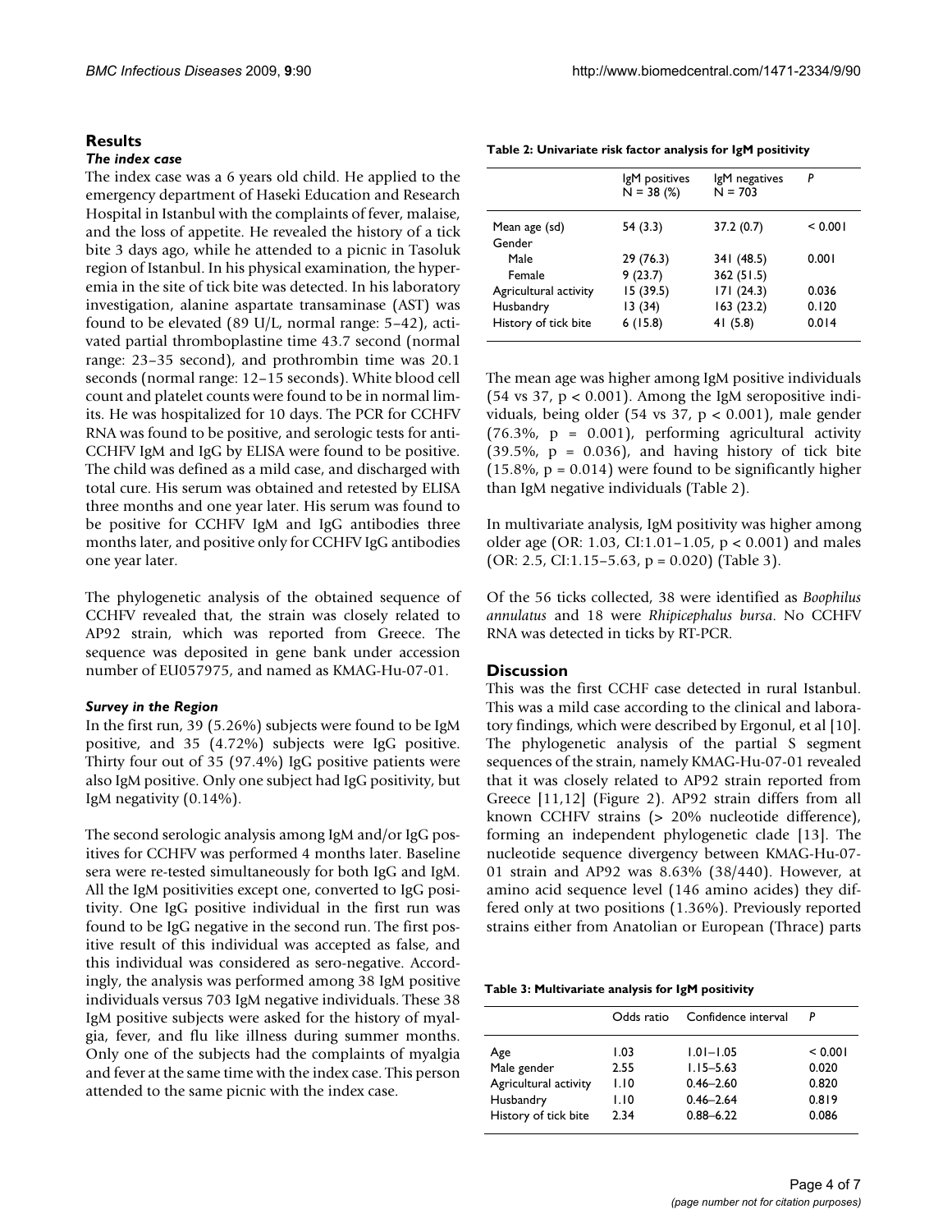## Results

### *The index case*

The index case was a 6 years old child. He applied to the emergency department of Haseki Education and Research Hospital in Istanbul with the complaints of fever, malaise, and the loss of appetite. He revealed the history of a tick bite 3 days ago, while he attended to a picnic in Tasoluk region of Istanbul. In his physical examination, the hyperemia in the site of tick bite was detected. In his laboratory investigation, alanine aspartate transaminase (AST) was found to be elevated (89 U/L, normal range: 5–42), activated partial thromboplastine time 43.7 second (normal range: 23–35 second), and prothrombin time was 20.1 seconds (normal range: 12–15 seconds). White blood cell count and platelet counts were found to be in normal limits. He was hospitalized for 10 days. The PCR for CCHFV RNA was found to be positive, and serologic tests for anti-CCHFV IgM and IgG by ELISA were found to be positive. The child was defined as a mild case, and discharged with total cure. His serum was obtained and retested by ELISA three months and one year later. His serum was found to be positive for CCHFV IgM and IgG antibodies three months later, and positive only for CCHFV IgG antibodies one year later.

The phylogenetic analysis of the obtained sequence of CCHFV revealed that, the strain was closely related to AP92 strain, which was reported from Greece. The sequence was deposited in gene bank under accession number of EU057975, and named as KMAG-Hu-07-01.

### *Survey in the Region*

In the first run, 39 (5.26%) subjects were found to be IgM positive, and 35 (4.72%) subjects were IgG positive. Thirty four out of 35 (97.4%) IgG positive patients were also IgM positive. Only one subject had IgG positivity, but IgM negativity (0.14%).

The second serologic analysis among IgM and/or IgG positives for CCHFV was performed 4 months later. Baseline sera were re-tested simultaneously for both IgG and IgM. All the IgM positivities except one, converted to IgG positivity. One IgG positive individual in the first run was found to be IgG negative in the second run. The first positive result of this individual was accepted as false, and this individual was considered as sero-negative. Accordingly, the analysis was performed among 38 IgM positive individuals versus 703 IgM negative individuals. These 38 IgM positive subjects were asked for the history of myalgia, fever, and flu like illness during summer months. Only one of the subjects had the complaints of myalgia and fever at the same time with the index case. This person attended to the same picnic with the index case.

**Table 2: Univariate risk factor analysis for IgM positivity**

| | IgM positives N = 38 (%) | IgM negatives N = 703 | P |
|---|---|---|---|
| Mean age (sd) | 54 (3.3) | 37.2 (0.7) | < 0.001 |
| Gender | | | |
| Male | 29 (76.3) | 341 (48.5) | 0.001 |
| Female | 9 (23.7) | 362 (51.5) | |
| Agricultural activity | 15 (39.5) | 171 (24.3) | 0.036 |
| Husbandry | 13 (34) | 163 (23.2) | 0.120 |
| History of tick bite | 6 (15.8) | 41 (5.8) | 0.014 |

The mean age was higher among IgM positive individuals (54 vs 37, $p < 0.001$). Among the IgM seropositive individuals, being older (54 vs 37, $p < 0.001$), male gender (76.3%, $p = 0.001$), performing agricultural activity (39.5%, $p = 0.036$), and having history of tick bite (15.8%, $p = 0.014$) were found to be significantly higher than IgM negative individuals (Table 2).

In multivariate analysis, IgM positivity was higher among older age (OR: 1.03, CI:1.01–1.05, $p < 0.001$) and males (OR: 2.5, CI:1.15–5.63, $p = 0.020$) (Table 3).

Of the 56 ticks collected, 38 were identified as *Boophilus annulatus* and 18 were *Rhipicephalus bursa*. No CCHFV RNA was detected in ticks by RT-PCR.

## Discussion

This was the first CCHF case detected in rural Istanbul. This was a mild case according to the clinical and laboratory findings, which were described by Ergonul, et al [10]. The phylogenetic analysis of the partial S segment sequences of the strain, namely KMAG-Hu-07-01 revealed that it was closely related to AP92 strain reported from Greece [11,12] (Figure 2). AP92 strain differs from all known CCHFV strains (> 20% nucleotide difference), forming an independent phylogenetic clade [13]. The nucleotide sequence divergency between KMAG-Hu-07-01 strain and AP92 was 8.63% (38/440). However, at amino acid sequence level (146 amino acides) they differed only at two positions (1.36%). Previously reported strains either from Anatolian or European (Thrace) parts

**Table 3: Multivariate analysis for IgM positivity**

| | Odds ratio | Confidence interval | P |
|---|---|---|---|
| Age | 1.03 | 1.01–1.05 | < 0.001 |
| Male gender | 2.55 | 1.15–5.63 | 0.020 |
| Agricultural activity | 1.10 | 0.46–2.60 | 0.820 |
| Husbandry | 1.10 | 0.46–2.64 | 0.819 |
| History of tick bite | 2.34 | 0.88–6.22 | 0.086 |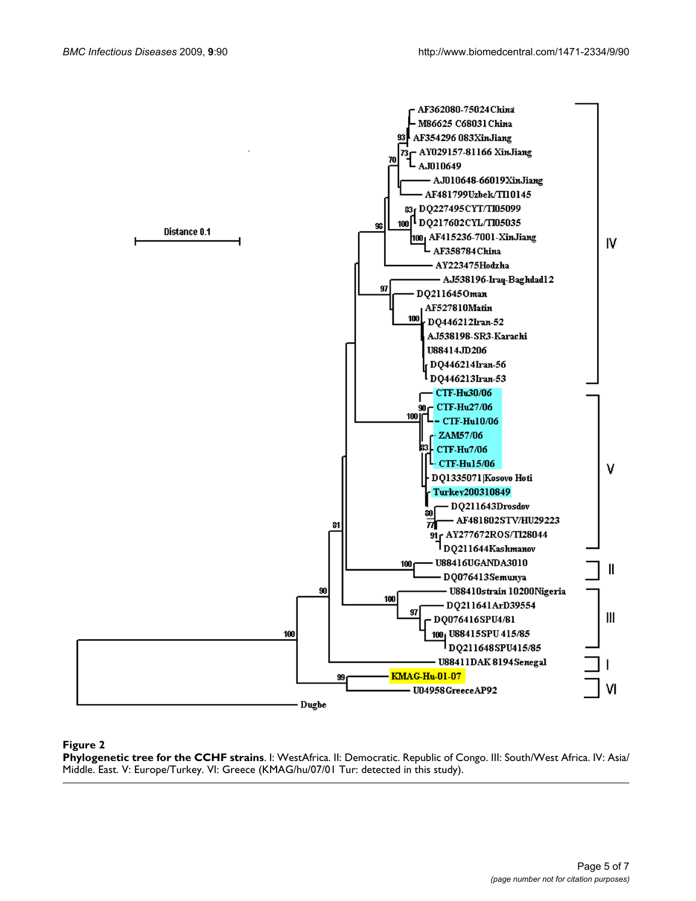**Figure 2**
**Phylogenetic tree for the CCHF strains**. I: WestAfrica. II: Democratic. Republic of Congo. III: South/West Africa. IV: Asia/Middle. East. V: Europe/Turkey. VI: Greece (KMAG/hu/07/01 Tur: detected in this study).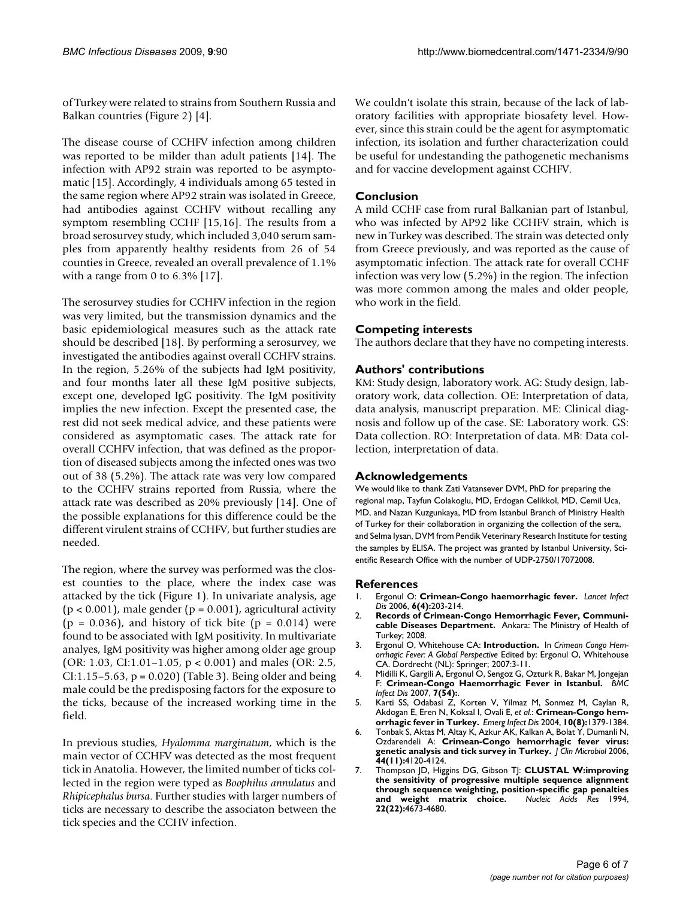of Turkey were related to strains from Southern Russia and Balkan countries (Figure 2) [4].

The disease course of CCHFV infection among children was reported to be milder than adult patients [14]. The infection with AP92 strain was reported to be asymptomatic [15]. Accordingly, 4 individuals among 65 tested in the same region where AP92 strain was isolated in Greece, had antibodies against CCHFV without recalling any symptom resembling CCHF [15,16]. The results from a broad serosurvey study, which included 3,040 serum samples from apparently healthy residents from 26 of 54 counties in Greece, revealed an overall prevalence of 1.1% with a range from 0 to 6.3% [17].

The serosurvey studies for CCHFV infection in the region was very limited, but the transmission dynamics and the basic epidemiological measures such as the attack rate should be described [18]. By performing a serosurvey, we investigated the antibodies against overall CCHFV strains. In the region, 5.26% of the subjects had IgM positivity, and four months later all these IgM positive subjects, except one, developed IgG positivity. The IgM positivity implies the new infection. Except the presented case, the rest did not seek medical advice, and these patients were considered as asymptomatic cases. The attack rate for overall CCHFV infection, that was defined as the proportion of diseased subjects among the infected ones was two out of 38 (5.2%). The attack rate was very low compared to the CCHFV strains reported from Russia, where the attack rate was described as 20% previously [14]. One of the possible explanations for this difference could be the different virulent strains of CCHFV, but further studies are needed.

The region, where the survey was performed was the closest counties to the place, where the index case was attacked by the tick (Figure 1). In univariate analysis, age ($p < 0.001$), male gender ($p = 0.001$), agricultural activity ($p = 0.036$), and history of tick bite ($p = 0.014$) were found to be associated with IgM positivity. In multivariate analyes, IgM positivity was higher among older age group (OR: 1.03, CI:1.01–1.05, $p < 0.001$) and males (OR: 2.5, CI:1.15–5.63, $p = 0.020$) (Table 3). Being older and being male could be the predisposing factors for the exposure to the ticks, because of the increased working time in the field.

In previous studies, *Hyalomma marginatum*, which is the main vector of CCHFV was detected as the most frequent tick in Anatolia. However, the limited number of ticks collected in the region were typed as *Boophilus annulatus* and *Rhipicephalus bursa*. Further studies with larger numbers of ticks are necessary to describe the associaton between the tick species and the CCHV infection.

We couldn't isolate this strain, because of the lack of laboratory facilities with appropriate biosafety level. However, since this strain could be the agent for asymptomatic infection, its isolation and further characterization could be useful for undestanding the pathogenetic mechanisms and for vaccine development against CCHFV.

## Conclusion

A mild CCHF case from rural Balkanian part of Istanbul, who was infected by AP92 like CCHFV strain, which is new in Turkey was described. The strain was detected only from Greece previously, and was reported as the cause of asymptomatic infection. The attack rate for overall CCHF infection was very low (5.2%) in the region. The infection was more common among the males and older people, who work in the field.

## Competing interests

The authors declare that they have no competing interests.

## Authors' contributions

KM: Study design, laboratory work. AG: Study design, laboratory work, data collection. OE: Interpretation of data, data analysis, manuscript preparation. ME: Clinical diagnosis and follow up of the case. SE: Laboratory work. GS: Data collection. RO: Interpretation of data. MB: Data collection, interpretation of data.

## Acknowledgements

We would like to thank Zati Vatansever DVM, PhD for preparing the regional map, Tayfun Colakoglu, MD, Erdogan Celikkol, MD, Cemil Uca, MD, and Nazan Kuzgunkaya, MD from Istanbul Branch of Ministry Health of Turkey for their collaboration in organizing the collection of the sera, and Selma Iysan, DVM from Pendik Veterinary Research Institute for testing the samples by ELISA. The project was granted by Istanbul University, Scientific Research Office with the number of UDP-2750/17072008.

## References

1. Ergonul O: **Crimean-Congo haemorrhagic fever.** *Lancet Infect Dis* 2006, **6(4):**203-214.
2. **Records of Crimean-Congo Hemorrhagic Fever, Communicable Diseases Department.** Ankara: The Ministry of Health of Turkey; 2008.
3. Ergonul O, Whitehouse CA: **Introduction.** In *Crimean Congo Hemorrhagic Fever: A Global Perspective* Edited by: Ergonul O, Whitehouse CA. Dordrecht (NL): Springer; 2007:3-11.
4. Midilli K, Gargili A, Ergonul O, Sengoz G, Ozturk R, Bakar M, Jongejan F: **Crimean-Congo Haemorrhagic Fever in Istanbul.** *BMC Infect Dis* 2007, **7(54):**.
5. Karti SS, Odabasi Z, Korten V, Yilmaz M, Sonmez M, Caylan R, Akdogan E, Eren N, Koksal I, Ovali E, *et al.*: **Crimean-Congo hemorrhagic fever in Turkey.** *Emerg Infect Dis* 2004, **10(8):**1379-1384.
6. Tonbak S, Aktas M, Altay K, Azkur AK, Kalkan A, Bolat Y, Dumanli N, Ozdarendeli A: **Crimean-Congo hemorrhagic fever virus: genetic analysis and tick survey in Turkey.** *J Clin Microbiol* 2006, **44(11):**4120-4124.
7. Thompson JD, Higgins DG, Gibson TJ: **CLUSTAL W:improving the sensitivity of progressive multiple sequence alignment through sequence weighting, position-specific gap penalties and weight matrix choice.** *Nucleic Acids Res* 1994, **22(22):**4673-4680.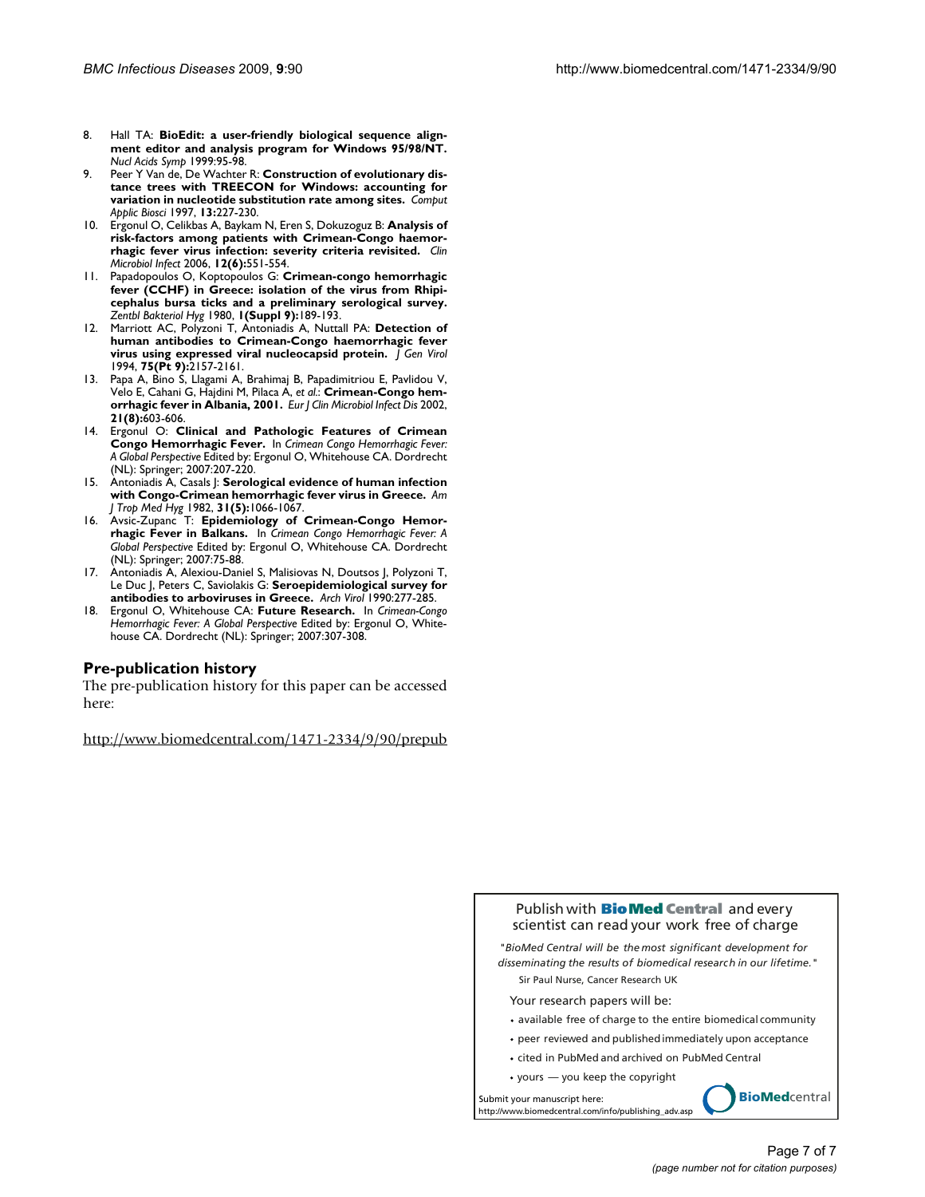8. Hall TA: **BioEdit: a user-friendly biological sequence alignment editor and analysis program for Windows 95/98/NT.** *Nucl Acids Symp* 1999:95-98.
9. Peer Y Van de, De Wachter R: **Construction of evolutionary distance trees with TREECON for Windows: accounting for variation in nucleotide substitution rate among sites.** *Comput Applic Biosci* 1997, **13:**227-230.
10. Ergonul O, Celikbas A, Baykam N, Eren S, Dokuzoguz B: **Analysis of risk-factors among patients with Crimean-Congo haemorrhagic fever virus infection: severity criteria revisited.** *Clin Microbiol Infect* 2006, **12(6):**551-554.
11. Papadopoulos O, Koptopoulos G: **Crimean-congo hemorrhagic fever (CCHF) in Greece: isolation of the virus from Rhipicephalus bursa ticks and a preliminary serological survey.** *Zentbl Bakteriol Hyg* 1980, **1(Suppl 9):**189-193.
12. Marriott AC, Polyzoni T, Antoniadis A, Nuttall PA: **Detection of human antibodies to Crimean-Congo haemorrhagic fever virus using expressed viral nucleocapsid protein.** *J Gen Virol* 1994, **75(Pt 9):**2157-2161.
13. Papa A, Bino S, Llagami A, Brahimaj B, Papadimitriou E, Pavlidou V, Velo E, Cahani G, Hajdini M, Pilaca A, *et al.*: **Crimean-Congo hemorrhagic fever in Albania, 2001.** *Eur J Clin Microbiol Infect Dis* 2002, **21(8):**603-606.
14. Ergonul O: **Clinical and Pathologic Features of Crimean Congo Hemorrhagic Fever.** In *Crimean Congo Hemorrhagic Fever: A Global Perspective* Edited by: Ergonul O, Whitehouse CA. Dordrecht (NL): Springer; 2007:207-220.
15. Antoniadis A, Casals J: **Serological evidence of human infection with Congo-Crimean hemorrhagic fever virus in Greece.** *Am J Trop Med Hyg* 1982, **31(5):**1066-1067.
16. Avsic-Zupanc T: **Epidemiology of Crimean-Congo Hemorrhagic Fever in Balkans.** In *Crimean Congo Hemorrhagic Fever: A Global Perspective* Edited by: Ergonul O, Whitehouse CA. Dordrecht (NL): Springer; 2007:75-88.
17. Antoniadis A, Alexiou-Daniel S, Malisiovas N, Doutsos J, Polyzoni T, Le Duc J, Peters C, Saviolakis G: **Seroepidemiological survey for antibodies to arboviruses in Greece.** *Arch Virol* 1990:277-285.
18. Ergonul O, Whitehouse CA: **Future Research.** In *Crimean-Congo Hemorrhagic Fever: A Global Perspective* Edited by: Ergonul O, Whitehouse CA. Dordrecht (NL): Springer; 2007:307-308.

## Pre-publication history

The pre-publication history for this paper can be accessed here:

http://www.biomedcentral.com/1471-2334/9/90/prepub

Publish with **BioMed Central** and every scientist can read your work free of charge

*"BioMed Central will be the most significant development for disseminating the results of biomedical research in our lifetime."*

Sir Paul Nurse, Cancer Research UK

Your research papers will be:

- available free of charge to the entire biomedical community
- peer reviewed and published immediately upon acceptance
- cited in PubMed and archived on PubMed Central
- yours — you keep the copyright

Submit your manuscript here:
http://www.biomedcentral.com/info/publishing_adv.asp

BioMedcentral